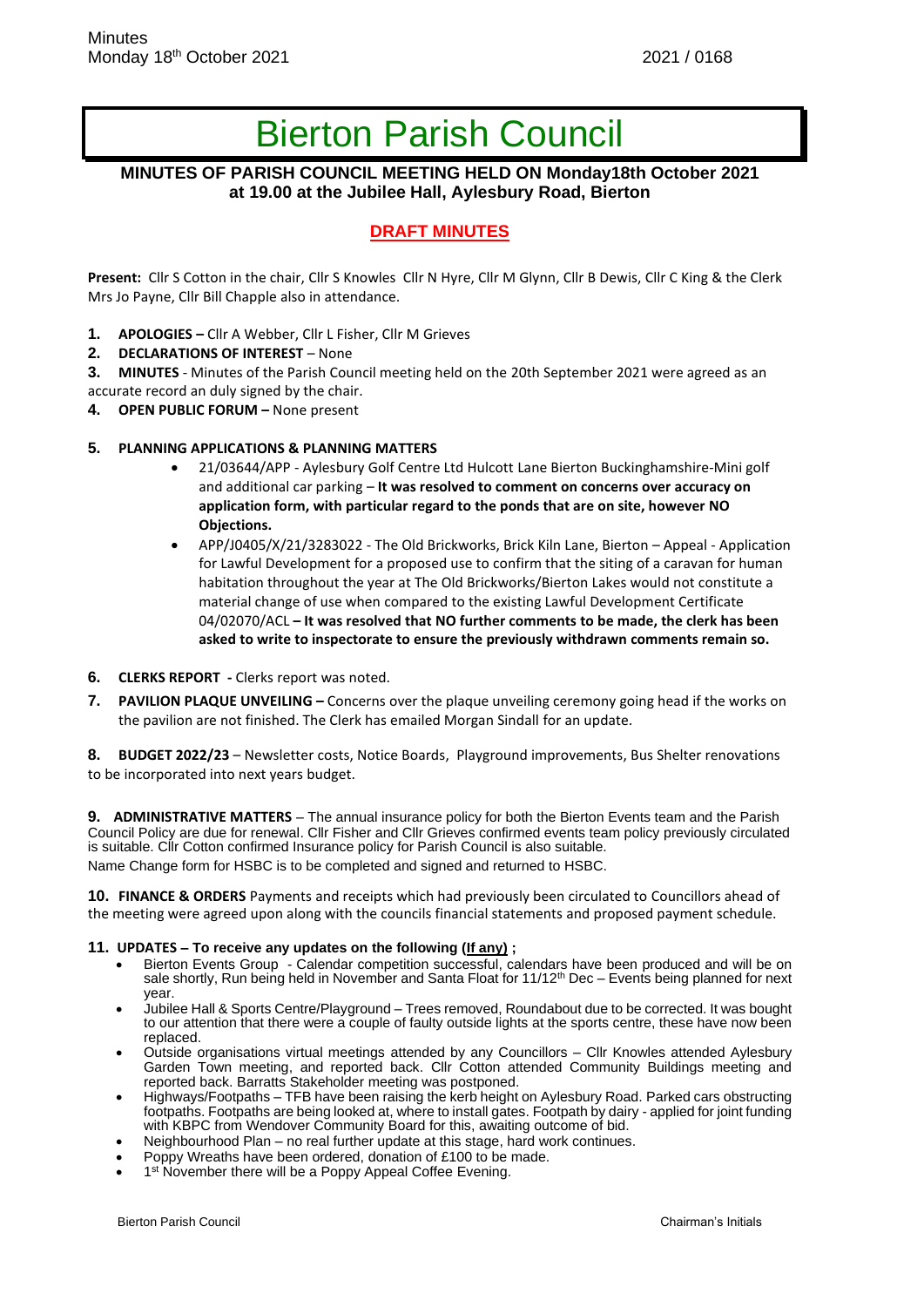# Bierton Parish Council

**MINUTES OF PARISH COUNCIL MEETING HELD ON Monday18th October 2021 at 19.00 at the Jubilee Hall, Aylesbury Road, Bierton**

**DRAFT MINUTES**

**Present:** Cllr S Cotton in the chair, Cllr S Knowles Cllr N Hyre, Cllr M Glynn, Cllr B Dewis, Cllr C King & the Clerk Mrs Jo Payne, Cllr Bill Chapple also in attendance.

1. **APOLOGIES –** Cllr A Webber, Cllr L Fisher, Cllr M Grieves
2. **DECLARATIONS OF INTEREST** – None
3. **MINUTES** - Minutes of the Parish Council meeting held on the 20th September 2021 were agreed as an accurate record an duly signed by the chair.
4. **OPEN PUBLIC FORUM –** None present
5. **PLANNING APPLICATIONS & PLANNING MATTERS**
   - 21/03644/APP - Aylesbury Golf Centre Ltd Hulcott Lane Bierton Buckinghamshire-Mini golf and additional car parking – **It was resolved to comment on concerns over accuracy on application form, with particular regard to the ponds that are on site, however NO Objections.**
   - APP/J0405/X/21/3283022 - The Old Brickworks, Brick Kiln Lane, Bierton – Appeal - Application for Lawful Development for a proposed use to confirm that the siting of a caravan for human habitation throughout the year at The Old Brickworks/Bierton Lakes would not constitute a material change of use when compared to the existing Lawful Development Certificate 04/02070/ACL **– It was resolved that NO further comments to be made, the clerk has been asked to write to inspectorate to ensure the previously withdrawn comments remain so.**
6. **CLERKS REPORT -** Clerks report was noted.
7. **PAVILION PLAQUE UNVEILING –** Concerns over the plaque unveiling ceremony going head if the works on the pavilion are not finished. The Clerk has emailed Morgan Sindall for an update.
8. **BUDGET 2022/23** – Newsletter costs, Notice Boards, Playground improvements, Bus Shelter renovations to be incorporated into next years budget.
9. **ADMINISTRATIVE MATTERS** – The annual insurance policy for both the Bierton Events team and the Parish Council Policy are due for renewal. Cllr Fisher and Cllr Grieves confirmed events team policy previously circulated is suitable. Cllr Cotton confirmed Insurance policy for Parish Council is also suitable.
   Name Change form for HSBC is to be completed and signed and returned to HSBC.
10. **FINANCE & ORDERS** Payments and receipts which had previously been circulated to Councillors ahead of the meeting were agreed upon along with the councils financial statements and proposed payment schedule.
11. **UPDATES – To receive any updates on the following (If any) ;**
    - Bierton Events Group - Calendar competition successful, calendars have been produced and will be on sale shortly, Run being held in November and Santa Float for 11/12th Dec – Events being planned for next year.
    - Jubilee Hall & Sports Centre/Playground – Trees removed, Roundabout due to be corrected. It was bought to our attention that there were a couple of faulty outside lights at the sports centre, these have now been replaced.
    - Outside organisations virtual meetings attended by any Councillors – Cllr Knowles attended Aylesbury Garden Town meeting, and reported back. Cllr Cotton attended Community Buildings meeting and reported back. Barratts Stakeholder meeting was postponed.
    - Highways/Footpaths – TFB have been raising the kerb height on Aylesbury Road. Parked cars obstructing footpaths. Footpaths are being looked at, where to install gates. Footpath by dairy - applied for joint funding with KBPC from Wendover Community Board for this, awaiting outcome of bid.
    - Neighbourhood Plan – no real further update at this stage, hard work continues.
    - Poppy Wreaths have been ordered, donation of £100 to be made.
    - 1st November there will be a Poppy Appeal Coffee Evening.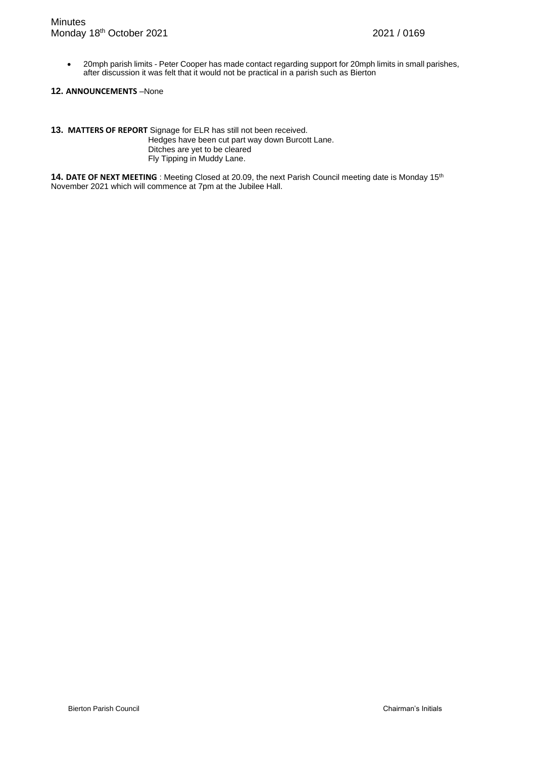- 20mph parish limits - Peter Cooper has made contact regarding support for 20mph limits in small parishes, after discussion it was felt that it would not be practical in a parish such as Bierton

**12. ANNOUNCEMENTS** –None

**13. MATTERS OF REPORT** Signage for ELR has still not been received.
Hedges have been cut part way down Burcott Lane.
Ditches are yet to be cleared
Fly Tipping in Muddy Lane.

**14. DATE OF NEXT MEETING** : Meeting Closed at 20.09, the next Parish Council meeting date is Monday 15th November 2021 which will commence at 7pm at the Jubilee Hall.

Chairman's Initials